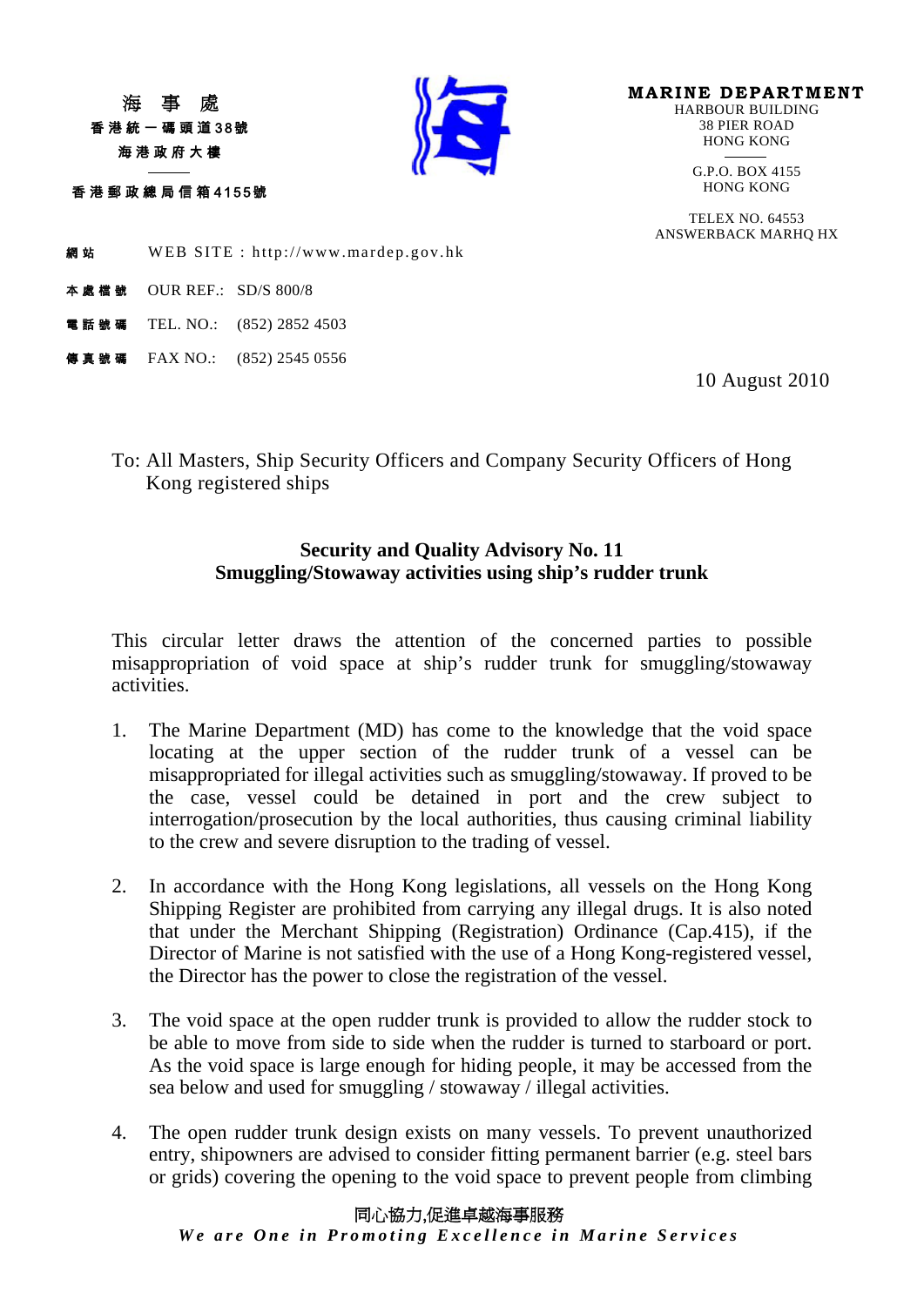海 事 處
香港統一碼頭道38號
海港政府大樓

香港郵政總局信箱4155號

**MARINE DEPARTMENT**
HARBOUR BUILDING
38 PIER ROAD
HONG KONG

G.P.O. BOX 4155
HONG KONG

TELEX NO. 64553
ANSWERBACK MARHQ HX

網站 WEB SITE : http://www.mardep.gov.hk

本處檔號 OUR REF.: SD/S 800/8

電話號碼 TEL. NO.: (852) 2852 4503

傳真號碼 FAX NO.: (852) 2545 0556

10 August 2010

To: All Masters, Ship Security Officers and Company Security Officers of Hong Kong registered ships

**Security and Quality Advisory No. 11**
**Smuggling/Stowaway activities using ship's rudder trunk**

This circular letter draws the attention of the concerned parties to possible misappropriation of void space at ship's rudder trunk for smuggling/stowaway activities.

1. The Marine Department (MD) has come to the knowledge that the void space locating at the upper section of the rudder trunk of a vessel can be misappropriated for illegal activities such as smuggling/stowaway. If proved to be the case, vessel could be detained in port and the crew subject to interrogation/prosecution by the local authorities, thus causing criminal liability to the crew and severe disruption to the trading of vessel.

2. In accordance with the Hong Kong legislations, all vessels on the Hong Kong Shipping Register are prohibited from carrying any illegal drugs. It is also noted that under the Merchant Shipping (Registration) Ordinance (Cap.415), if the Director of Marine is not satisfied with the use of a Hong Kong-registered vessel, the Director has the power to close the registration of the vessel.

3. The void space at the open rudder trunk is provided to allow the rudder stock to be able to move from side to side when the rudder is turned to starboard or port. As the void space is large enough for hiding people, it may be accessed from the sea below and used for smuggling / stowaway / illegal activities.

4. The open rudder trunk design exists on many vessels. To prevent unauthorized entry, shipowners are advised to consider fitting permanent barrier (e.g. steel bars or grids) covering the opening to the void space to prevent people from climbing

同心協力,促進卓越海事服務
*We are One in Promoting Excellence in Marine Services*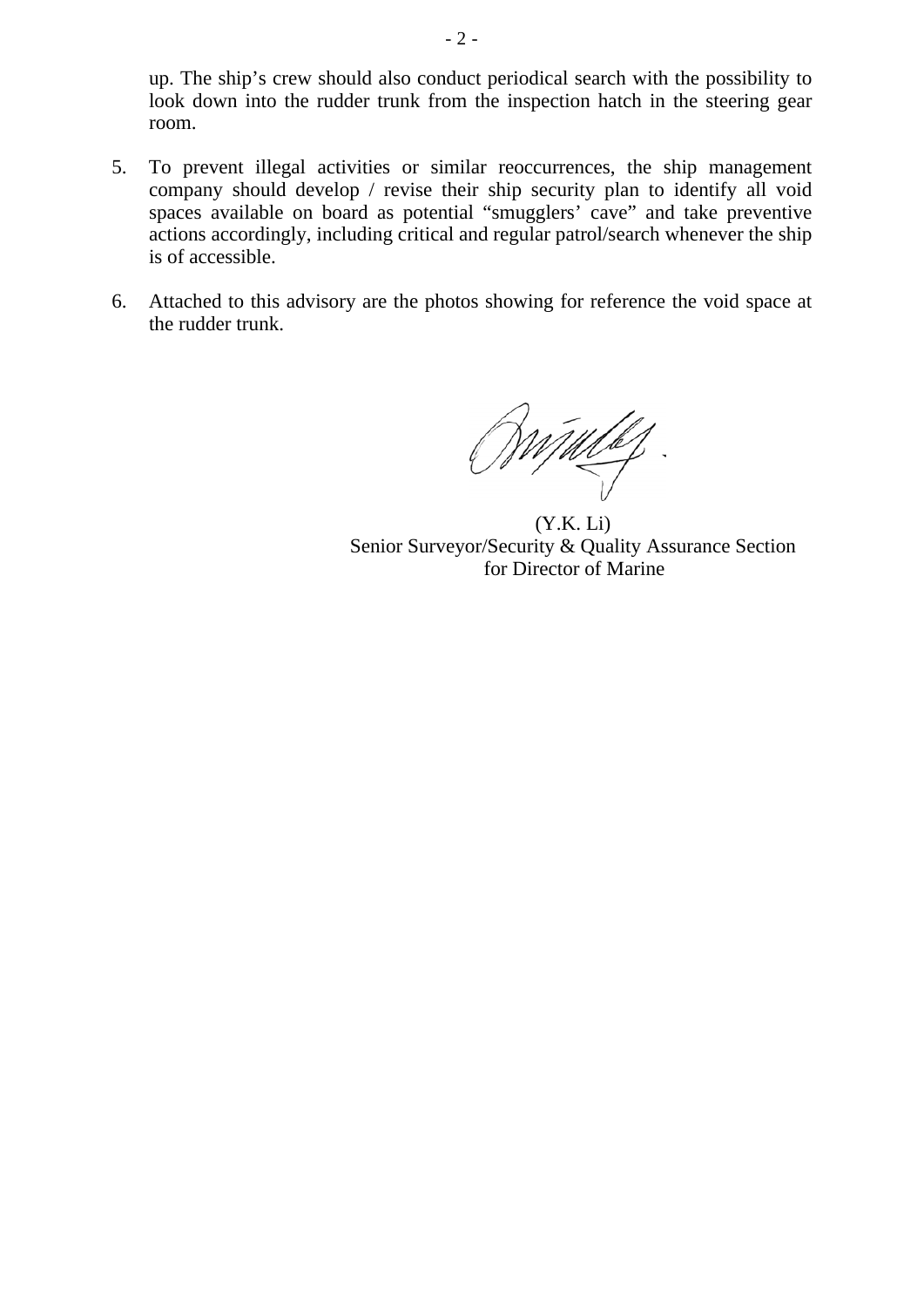up. The ship's crew should also conduct periodical search with the possibility to look down into the rudder trunk from the inspection hatch in the steering gear room.

5. To prevent illegal activities or similar reoccurrences, the ship management company should develop / revise their ship security plan to identify all void spaces available on board as potential "smugglers' cave" and take preventive actions accordingly, including critical and regular patrol/search whenever the ship is of accessible.

6. Attached to this advisory are the photos showing for reference the void space at the rudder trunk.

(Y.K. Li)
Senior Surveyor/Security & Quality Assurance Section
for Director of Marine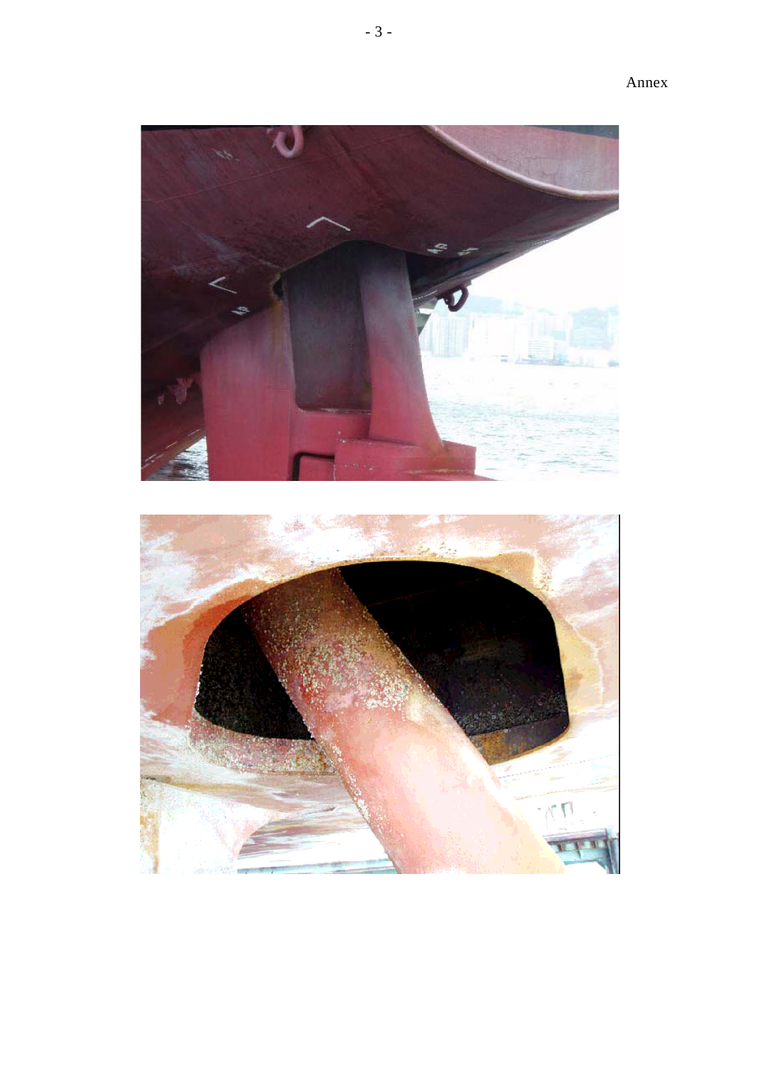Annex